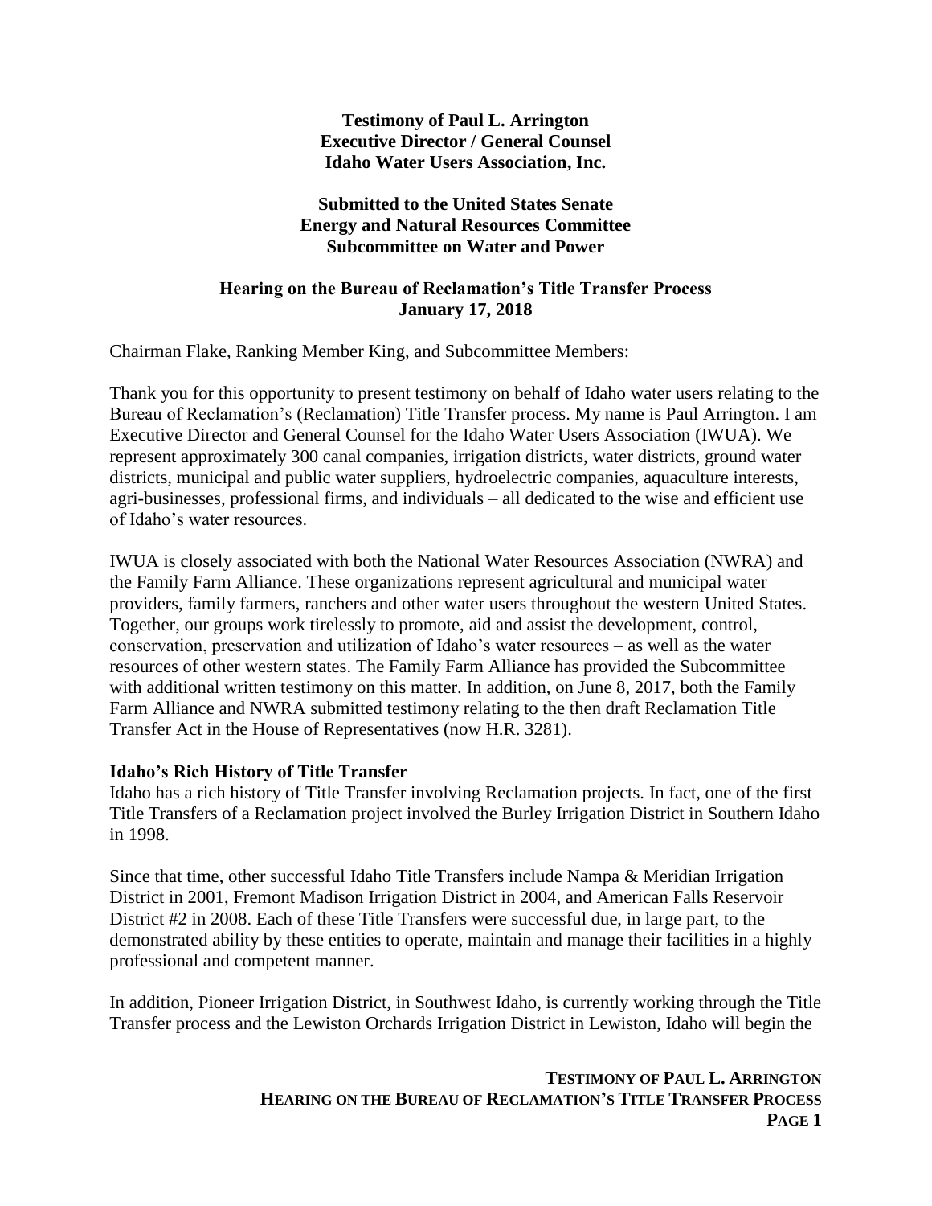**Testimony of Paul L. Arrington**
**Executive Director / General Counsel**
**Idaho Water Users Association, Inc.**

**Submitted to the United States Senate**
**Energy and Natural Resources Committee**
**Subcommittee on Water and Power**

**Hearing on the Bureau of Reclamation's Title Transfer Process**
**January 17, 2018**

Chairman Flake, Ranking Member King, and Subcommittee Members:

Thank you for this opportunity to present testimony on behalf of Idaho water users relating to the Bureau of Reclamation's (Reclamation) Title Transfer process. My name is Paul Arrington. I am Executive Director and General Counsel for the Idaho Water Users Association (IWUA). We represent approximately 300 canal companies, irrigation districts, water districts, ground water districts, municipal and public water suppliers, hydroelectric companies, aquaculture interests, agri-businesses, professional firms, and individuals – all dedicated to the wise and efficient use of Idaho's water resources.

IWUA is closely associated with both the National Water Resources Association (NWRA) and the Family Farm Alliance. These organizations represent agricultural and municipal water providers, family farmers, ranchers and other water users throughout the western United States. Together, our groups work tirelessly to promote, aid and assist the development, control, conservation, preservation and utilization of Idaho's water resources – as well as the water resources of other western states. The Family Farm Alliance has provided the Subcommittee with additional written testimony on this matter. In addition, on June 8, 2017, both the Family Farm Alliance and NWRA submitted testimony relating to the then draft Reclamation Title Transfer Act in the House of Representatives (now H.R. 3281).

**Idaho's Rich History of Title Transfer**

Idaho has a rich history of Title Transfer involving Reclamation projects. In fact, one of the first Title Transfers of a Reclamation project involved the Burley Irrigation District in Southern Idaho in 1998.

Since that time, other successful Idaho Title Transfers include Nampa & Meridian Irrigation District in 2001, Fremont Madison Irrigation District in 2004, and American Falls Reservoir District #2 in 2008. Each of these Title Transfers were successful due, in large part, to the demonstrated ability by these entities to operate, maintain and manage their facilities in a highly professional and competent manner.

In addition, Pioneer Irrigation District, in Southwest Idaho, is currently working through the Title Transfer process and the Lewiston Orchards Irrigation District in Lewiston, Idaho will begin the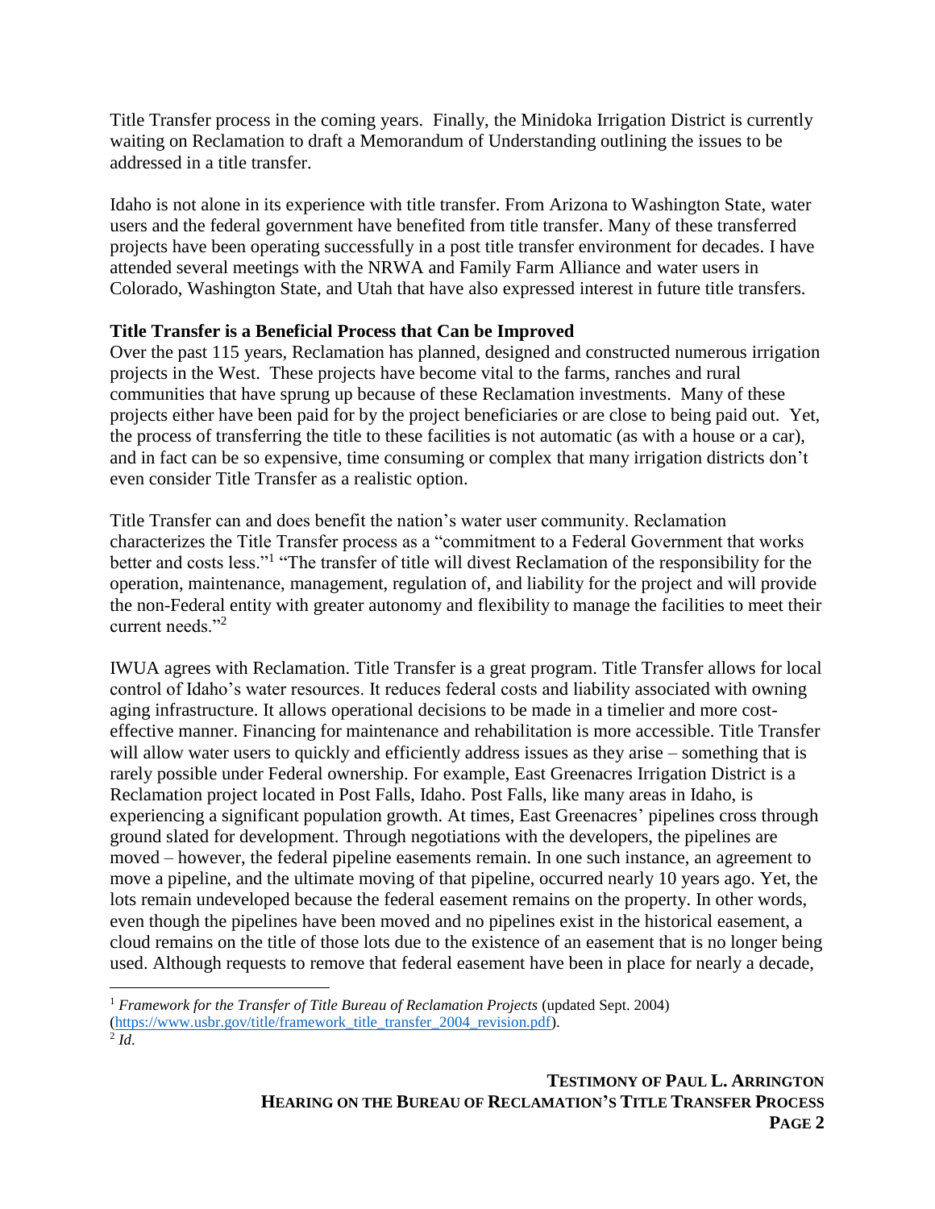Title Transfer process in the coming years. Finally, the Minidoka Irrigation District is currently waiting on Reclamation to draft a Memorandum of Understanding outlining the issues to be addressed in a title transfer.

Idaho is not alone in its experience with title transfer. From Arizona to Washington State, water users and the federal government have benefited from title transfer. Many of these transferred projects have been operating successfully in a post title transfer environment for decades. I have attended several meetings with the NRWA and Family Farm Alliance and water users in Colorado, Washington State, and Utah that have also expressed interest in future title transfers.

**Title Transfer is a Beneficial Process that Can be Improved**

Over the past 115 years, Reclamation has planned, designed and constructed numerous irrigation projects in the West. These projects have become vital to the farms, ranches and rural communities that have sprung up because of these Reclamation investments. Many of these projects either have been paid for by the project beneficiaries or are close to being paid out. Yet, the process of transferring the title to these facilities is not automatic (as with a house or a car), and in fact can be so expensive, time consuming or complex that many irrigation districts don't even consider Title Transfer as a realistic option.

Title Transfer can and does benefit the nation's water user community. Reclamation characterizes the Title Transfer process as a "commitment to a Federal Government that works better and costs less."[1] "The transfer of title will divest Reclamation of the responsibility for the operation, maintenance, management, regulation of, and liability for the project and will provide the non-Federal entity with greater autonomy and flexibility to manage the facilities to meet their current needs."[2]

IWUA agrees with Reclamation. Title Transfer is a great program. Title Transfer allows for local control of Idaho's water resources. It reduces federal costs and liability associated with owning aging infrastructure. It allows operational decisions to be made in a timelier and more cost-effective manner. Financing for maintenance and rehabilitation is more accessible. Title Transfer will allow water users to quickly and efficiently address issues as they arise – something that is rarely possible under Federal ownership. For example, East Greenacres Irrigation District is a Reclamation project located in Post Falls, Idaho. Post Falls, like many areas in Idaho, is experiencing a significant population growth. At times, East Greenacres' pipelines cross through ground slated for development. Through negotiations with the developers, the pipelines are moved – however, the federal pipeline easements remain. In one such instance, an agreement to move a pipeline, and the ultimate moving of that pipeline, occurred nearly 10 years ago. Yet, the lots remain undeveloped because the federal easement remains on the property. In other words, even though the pipelines have been moved and no pipelines exist in the historical easement, a cloud remains on the title of those lots due to the existence of an easement that is no longer being used. Although requests to remove that federal easement have been in place for nearly a decade,

---

[1] *Framework for the Transfer of Title Bureau of Reclamation Projects* (updated Sept. 2004) (https://www.usbr.gov/title/framework_title_transfer_2004_revision.pdf).

[2] *Id*.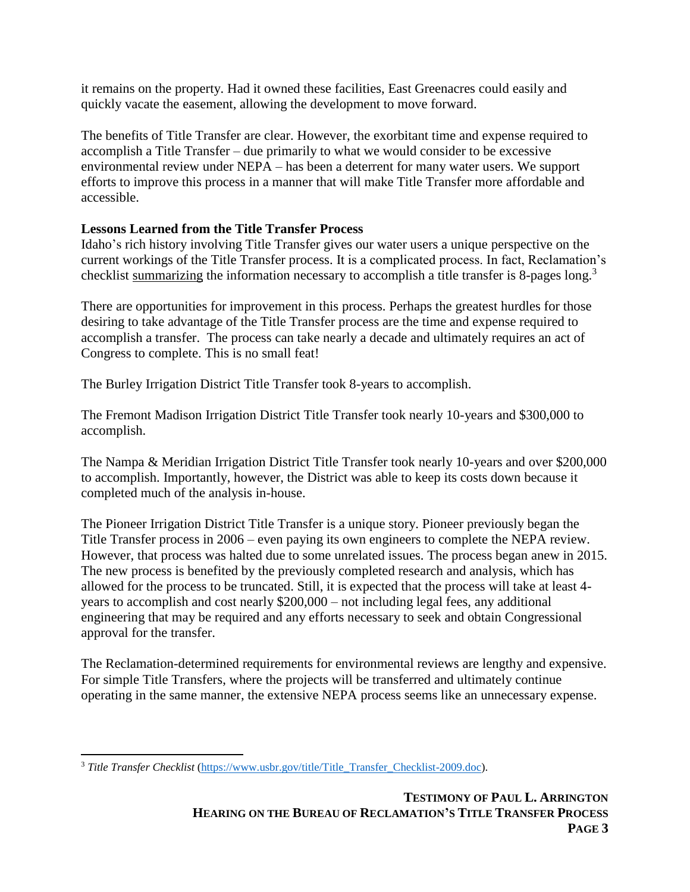it remains on the property. Had it owned these facilities, East Greenacres could easily and quickly vacate the easement, allowing the development to move forward.

The benefits of Title Transfer are clear. However, the exorbitant time and expense required to accomplish a Title Transfer – due primarily to what we would consider to be excessive environmental review under NEPA – has been a deterrent for many water users. We support efforts to improve this process in a manner that will make Title Transfer more affordable and accessible.

**Lessons Learned from the Title Transfer Process**

Idaho's rich history involving Title Transfer gives our water users a unique perspective on the current workings of the Title Transfer process. It is a complicated process. In fact, Reclamation's checklist summarizing the information necessary to accomplish a title transfer is 8-pages long.[3]

There are opportunities for improvement in this process. Perhaps the greatest hurdles for those desiring to take advantage of the Title Transfer process are the time and expense required to accomplish a transfer. The process can take nearly a decade and ultimately requires an act of Congress to complete. This is no small feat!

The Burley Irrigation District Title Transfer took 8-years to accomplish.

The Fremont Madison Irrigation District Title Transfer took nearly 10-years and $300,000 to accomplish.

The Nampa & Meridian Irrigation District Title Transfer took nearly 10-years and over $200,000 to accomplish. Importantly, however, the District was able to keep its costs down because it completed much of the analysis in-house.

The Pioneer Irrigation District Title Transfer is a unique story. Pioneer previously began the Title Transfer process in 2006 – even paying its own engineers to complete the NEPA review. However, that process was halted due to some unrelated issues. The process began anew in 2015. The new process is benefited by the previously completed research and analysis, which has allowed for the process to be truncated. Still, it is expected that the process will take at least 4-years to accomplish and cost nearly $200,000 – not including legal fees, any additional engineering that may be required and any efforts necessary to seek and obtain Congressional approval for the transfer.

The Reclamation-determined requirements for environmental reviews are lengthy and expensive. For simple Title Transfers, where the projects will be transferred and ultimately continue operating in the same manner, the extensive NEPA process seems like an unnecessary expense.

---

[3] *Title Transfer Checklist* (https://www.usbr.gov/title/Title_Transfer_Checklist-2009.doc).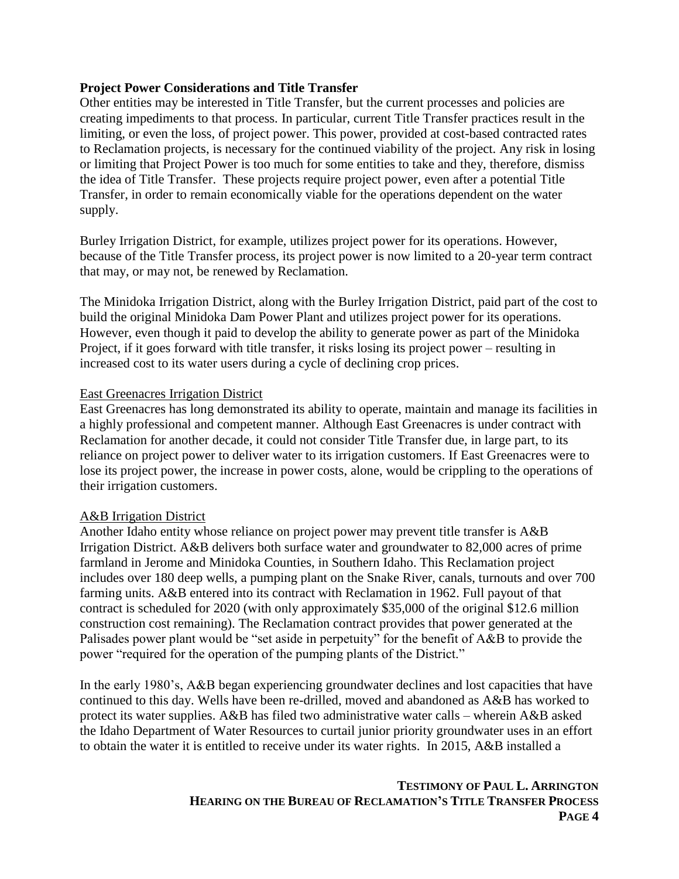**Project Power Considerations and Title Transfer**

Other entities may be interested in Title Transfer, but the current processes and policies are creating impediments to that process. In particular, current Title Transfer practices result in the limiting, or even the loss, of project power. This power, provided at cost-based contracted rates to Reclamation projects, is necessary for the continued viability of the project. Any risk in losing or limiting that Project Power is too much for some entities to take and they, therefore, dismiss the idea of Title Transfer. These projects require project power, even after a potential Title Transfer, in order to remain economically viable for the operations dependent on the water supply.

Burley Irrigation District, for example, utilizes project power for its operations. However, because of the Title Transfer process, its project power is now limited to a 20-year term contract that may, or may not, be renewed by Reclamation.

The Minidoka Irrigation District, along with the Burley Irrigation District, paid part of the cost to build the original Minidoka Dam Power Plant and utilizes project power for its operations. However, even though it paid to develop the ability to generate power as part of the Minidoka Project, if it goes forward with title transfer, it risks losing its project power – resulting in increased cost to its water users during a cycle of declining crop prices.

<u>East Greenacres Irrigation District</u>

East Greenacres has long demonstrated its ability to operate, maintain and manage its facilities in a highly professional and competent manner. Although East Greenacres is under contract with Reclamation for another decade, it could not consider Title Transfer due, in large part, to its reliance on project power to deliver water to its irrigation customers. If East Greenacres were to lose its project power, the increase in power costs, alone, would be crippling to the operations of their irrigation customers.

<u>A&B Irrigation District</u>

Another Idaho entity whose reliance on project power may prevent title transfer is A&B Irrigation District. A&B delivers both surface water and groundwater to 82,000 acres of prime farmland in Jerome and Minidoka Counties, in Southern Idaho. This Reclamation project includes over 180 deep wells, a pumping plant on the Snake River, canals, turnouts and over 700 farming units. A&B entered into its contract with Reclamation in 1962. Full payout of that contract is scheduled for 2020 (with only approximately $35,000 of the original $12.6 million construction cost remaining). The Reclamation contract provides that power generated at the Palisades power plant would be "set aside in perpetuity" for the benefit of A&B to provide the power "required for the operation of the pumping plants of the District."

In the early 1980's, A&B began experiencing groundwater declines and lost capacities that have continued to this day. Wells have been re-drilled, moved and abandoned as A&B has worked to protect its water supplies. A&B has filed two administrative water calls – wherein A&B asked the Idaho Department of Water Resources to curtail junior priority groundwater uses in an effort to obtain the water it is entitled to receive under its water rights. In 2015, A&B installed a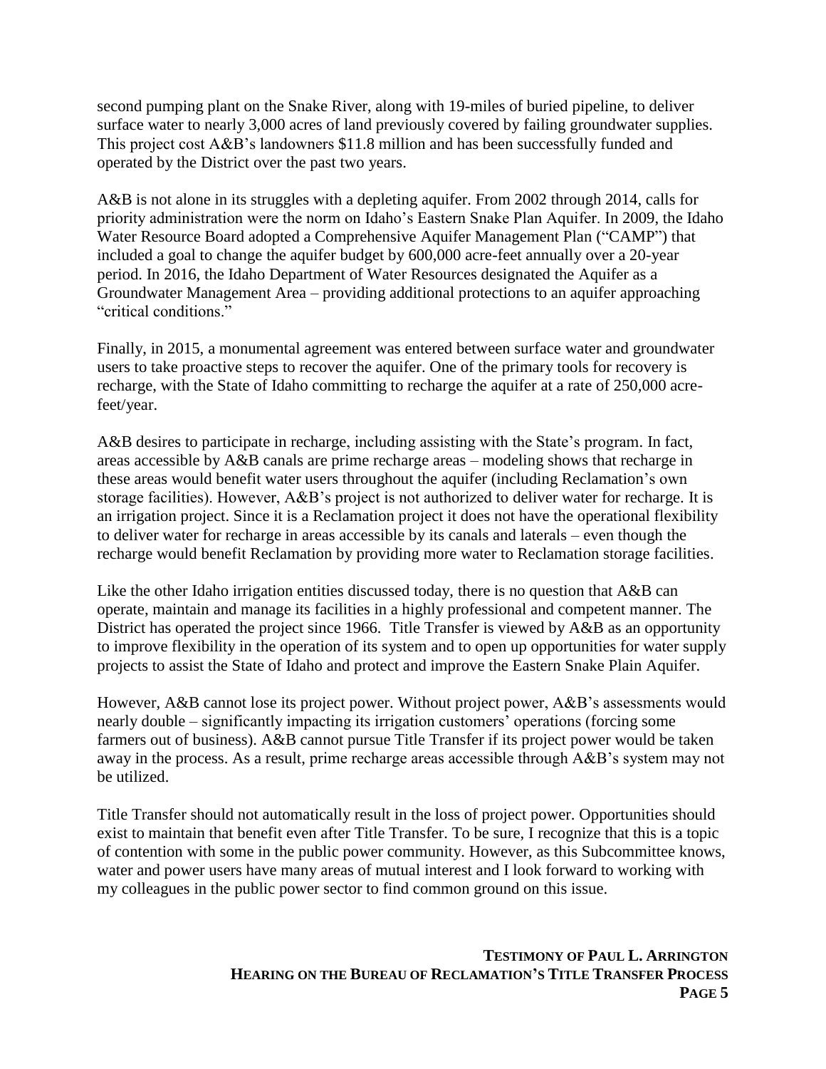second pumping plant on the Snake River, along with 19-miles of buried pipeline, to deliver surface water to nearly 3,000 acres of land previously covered by failing groundwater supplies. This project cost A&B's landowners $11.8 million and has been successfully funded and operated by the District over the past two years.

A&B is not alone in its struggles with a depleting aquifer. From 2002 through 2014, calls for priority administration were the norm on Idaho's Eastern Snake Plan Aquifer. In 2009, the Idaho Water Resource Board adopted a Comprehensive Aquifer Management Plan ("CAMP") that included a goal to change the aquifer budget by 600,000 acre-feet annually over a 20-year period. In 2016, the Idaho Department of Water Resources designated the Aquifer as a Groundwater Management Area – providing additional protections to an aquifer approaching "critical conditions."

Finally, in 2015, a monumental agreement was entered between surface water and groundwater users to take proactive steps to recover the aquifer. One of the primary tools for recovery is recharge, with the State of Idaho committing to recharge the aquifer at a rate of 250,000 acre-feet/year.

A&B desires to participate in recharge, including assisting with the State's program. In fact, areas accessible by A&B canals are prime recharge areas – modeling shows that recharge in these areas would benefit water users throughout the aquifer (including Reclamation's own storage facilities). However, A&B's project is not authorized to deliver water for recharge. It is an irrigation project. Since it is a Reclamation project it does not have the operational flexibility to deliver water for recharge in areas accessible by its canals and laterals – even though the recharge would benefit Reclamation by providing more water to Reclamation storage facilities.

Like the other Idaho irrigation entities discussed today, there is no question that A&B can operate, maintain and manage its facilities in a highly professional and competent manner. The District has operated the project since 1966. Title Transfer is viewed by A&B as an opportunity to improve flexibility in the operation of its system and to open up opportunities for water supply projects to assist the State of Idaho and protect and improve the Eastern Snake Plain Aquifer.

However, A&B cannot lose its project power. Without project power, A&B's assessments would nearly double – significantly impacting its irrigation customers' operations (forcing some farmers out of business). A&B cannot pursue Title Transfer if its project power would be taken away in the process. As a result, prime recharge areas accessible through A&B's system may not be utilized.

Title Transfer should not automatically result in the loss of project power. Opportunities should exist to maintain that benefit even after Title Transfer. To be sure, I recognize that this is a topic of contention with some in the public power community. However, as this Subcommittee knows, water and power users have many areas of mutual interest and I look forward to working with my colleagues in the public power sector to find common ground on this issue.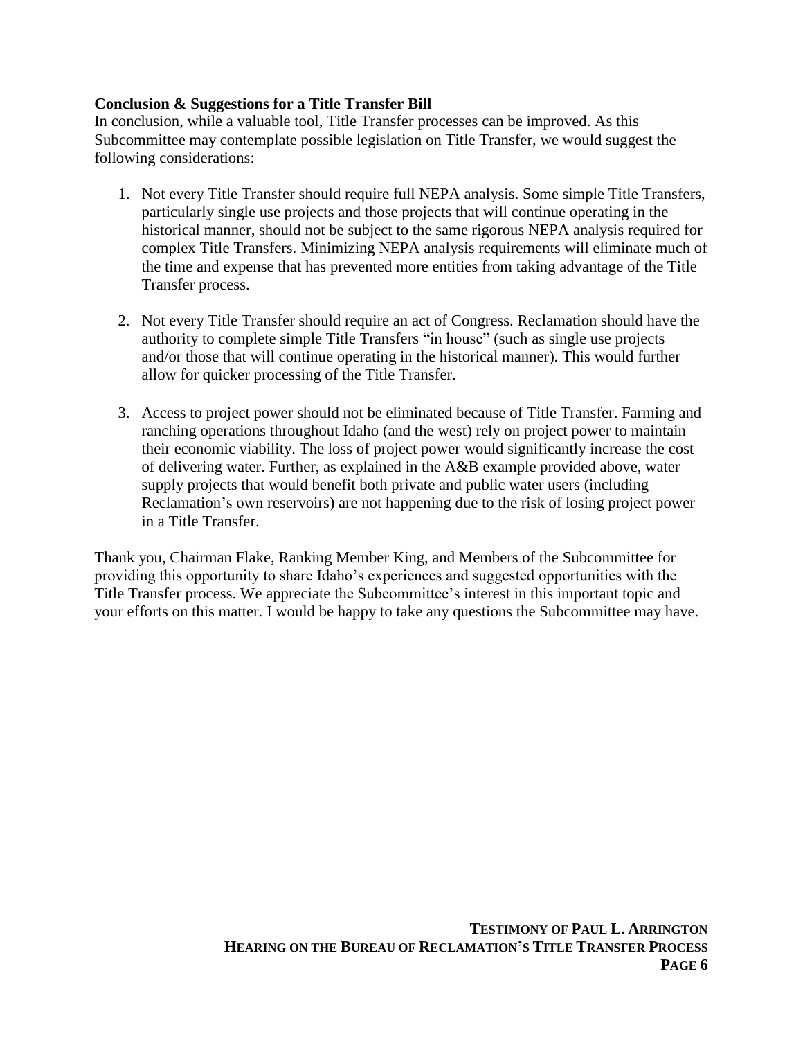**Conclusion & Suggestions for a Title Transfer Bill**

In conclusion, while a valuable tool, Title Transfer processes can be improved. As this Subcommittee may contemplate possible legislation on Title Transfer, we would suggest the following considerations:

1. Not every Title Transfer should require full NEPA analysis. Some simple Title Transfers, particularly single use projects and those projects that will continue operating in the historical manner, should not be subject to the same rigorous NEPA analysis required for complex Title Transfers. Minimizing NEPA analysis requirements will eliminate much of the time and expense that has prevented more entities from taking advantage of the Title Transfer process.

2. Not every Title Transfer should require an act of Congress. Reclamation should have the authority to complete simple Title Transfers "in house" (such as single use projects and/or those that will continue operating in the historical manner). This would further allow for quicker processing of the Title Transfer.

3. Access to project power should not be eliminated because of Title Transfer. Farming and ranching operations throughout Idaho (and the west) rely on project power to maintain their economic viability. The loss of project power would significantly increase the cost of delivering water. Further, as explained in the A&B example provided above, water supply projects that would benefit both private and public water users (including Reclamation's own reservoirs) are not happening due to the risk of losing project power in a Title Transfer.

Thank you, Chairman Flake, Ranking Member King, and Members of the Subcommittee for providing this opportunity to share Idaho's experiences and suggested opportunities with the Title Transfer process. We appreciate the Subcommittee's interest in this important topic and your efforts on this matter. I would be happy to take any questions the Subcommittee may have.